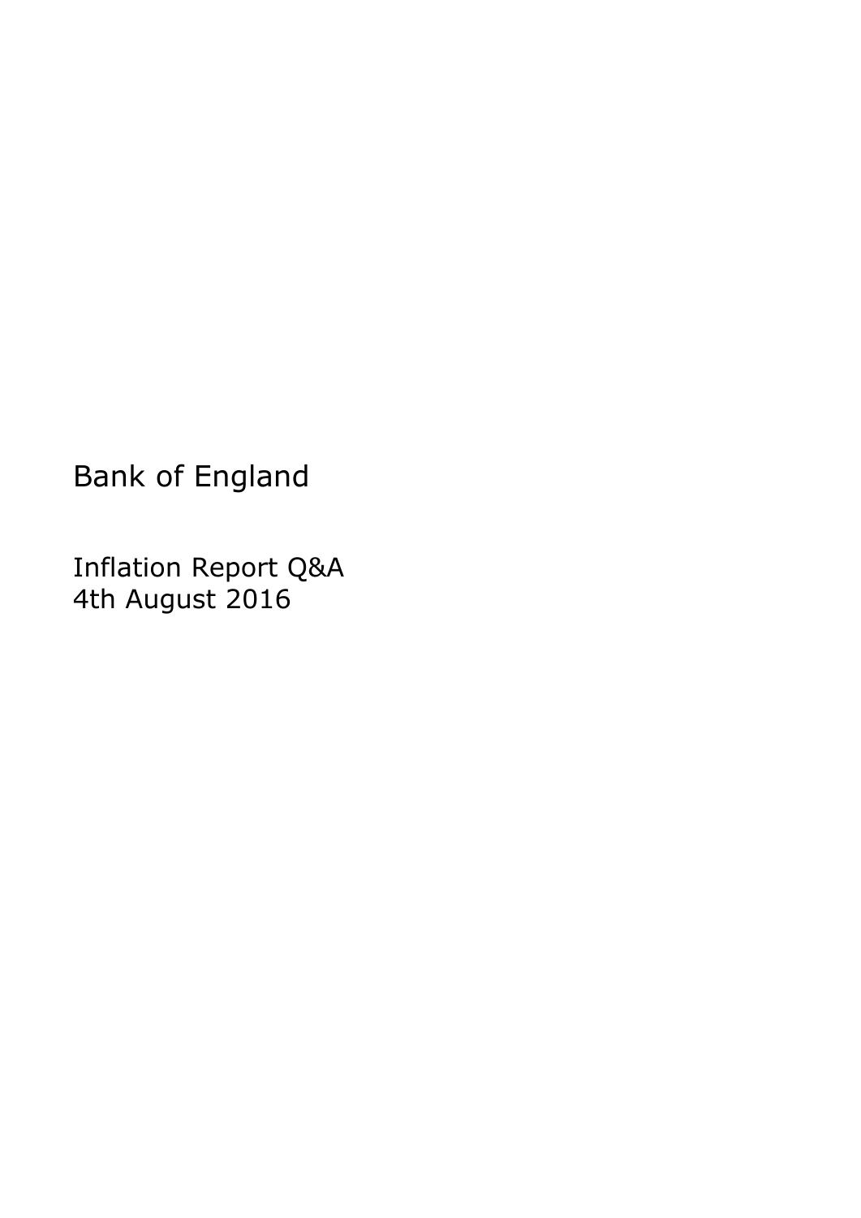# Bank of England

Inflation Report Q&A
4th August 2016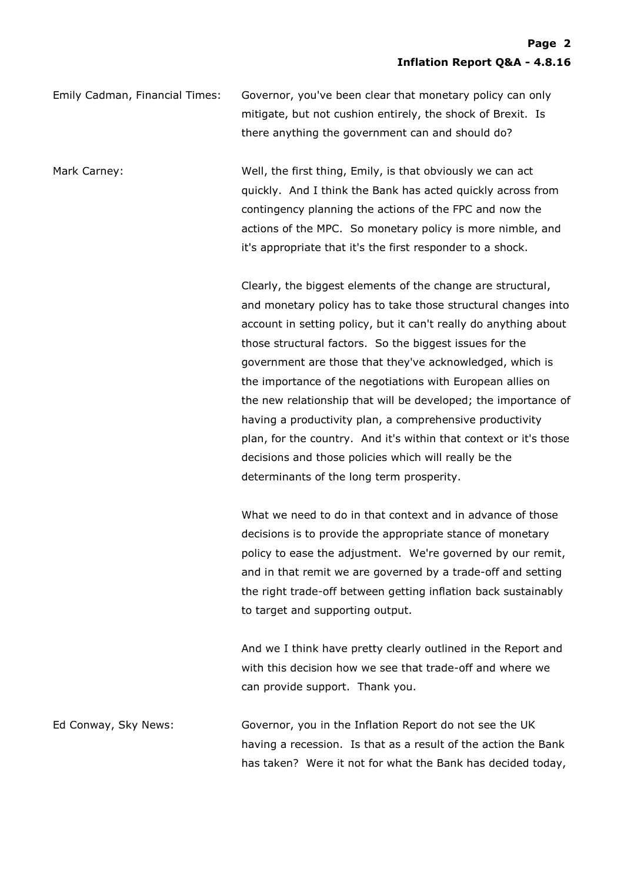Emily Cadman, Financial Times: Governor, you've been clear that monetary policy can only mitigate, but not cushion entirely, the shock of Brexit. Is there anything the government can and should do?

Mark Carney: Well, the first thing, Emily, is that obviously we can act quickly. And I think the Bank has acted quickly across from contingency planning the actions of the FPC and now the actions of the MPC. So monetary policy is more nimble, and it's appropriate that it's the first responder to a shock.

Clearly, the biggest elements of the change are structural, and monetary policy has to take those structural changes into account in setting policy, but it can't really do anything about those structural factors. So the biggest issues for the government are those that they've acknowledged, which is the importance of the negotiations with European allies on the new relationship that will be developed; the importance of having a productivity plan, a comprehensive productivity plan, for the country. And it's within that context or it's those decisions and those policies which will really be the determinants of the long term prosperity.

What we need to do in that context and in advance of those decisions is to provide the appropriate stance of monetary policy to ease the adjustment. We're governed by our remit, and in that remit we are governed by a trade-off and setting the right trade-off between getting inflation back sustainably to target and supporting output.

And we I think have pretty clearly outlined in the Report and with this decision how we see that trade-off and where we can provide support. Thank you.

Ed Conway, Sky News: Governor, you in the Inflation Report do not see the UK having a recession. Is that as a result of the action the Bank has taken? Were it not for what the Bank has decided today,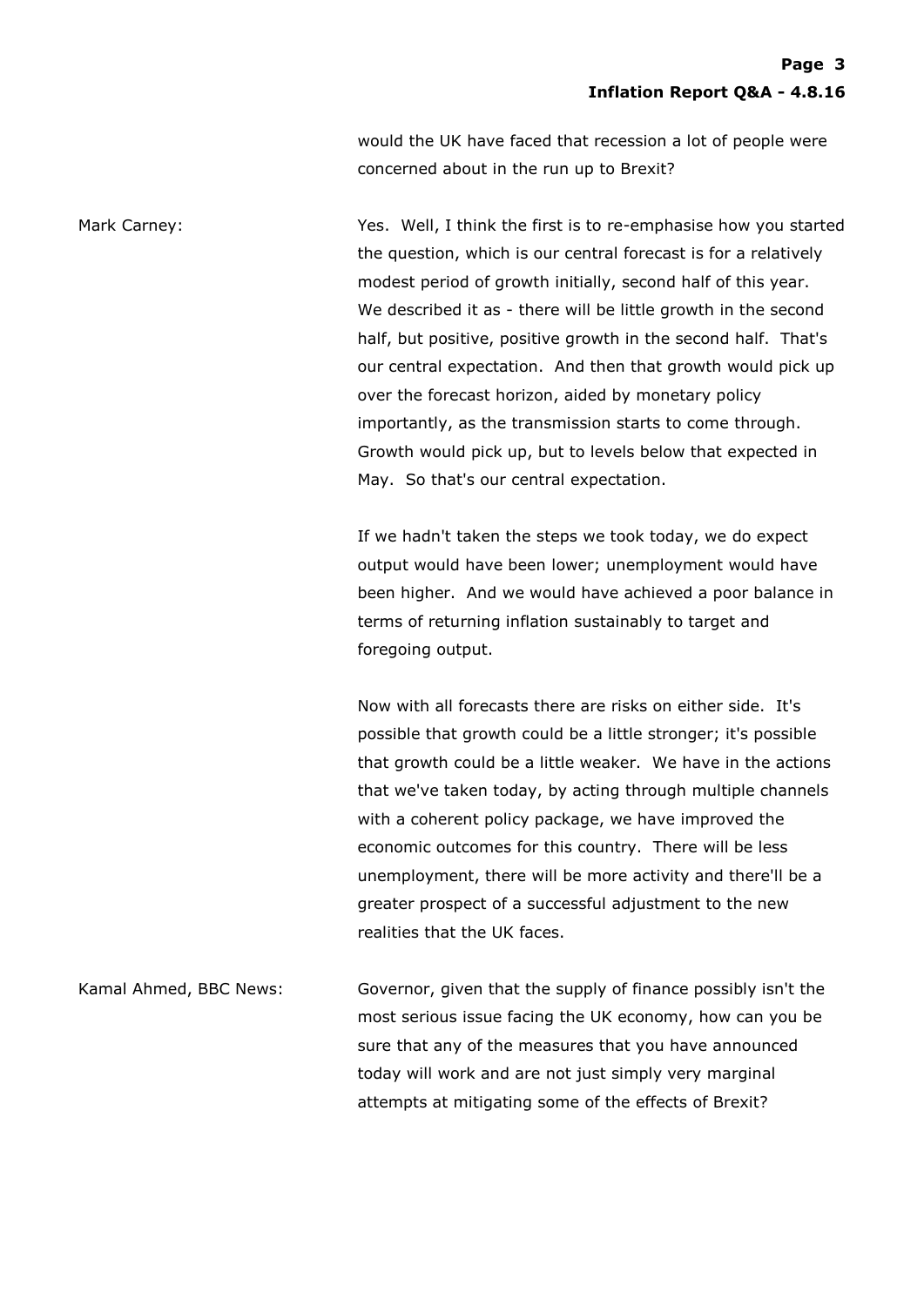would the UK have faced that recession a lot of people were concerned about in the run up to Brexit?

Mark Carney: Yes. Well, I think the first is to re-emphasise how you started the question, which is our central forecast is for a relatively modest period of growth initially, second half of this year. We described it as - there will be little growth in the second half, but positive, positive growth in the second half. That's our central expectation. And then that growth would pick up over the forecast horizon, aided by monetary policy importantly, as the transmission starts to come through. Growth would pick up, but to levels below that expected in May. So that's our central expectation.

If we hadn't taken the steps we took today, we do expect output would have been lower; unemployment would have been higher. And we would have achieved a poor balance in terms of returning inflation sustainably to target and foregoing output.

Now with all forecasts there are risks on either side. It's possible that growth could be a little stronger; it's possible that growth could be a little weaker. We have in the actions that we've taken today, by acting through multiple channels with a coherent policy package, we have improved the economic outcomes for this country. There will be less unemployment, there will be more activity and there'll be a greater prospect of a successful adjustment to the new realities that the UK faces.

Kamal Ahmed, BBC News: Governor, given that the supply of finance possibly isn't the most serious issue facing the UK economy, how can you be sure that any of the measures that you have announced today will work and are not just simply very marginal attempts at mitigating some of the effects of Brexit?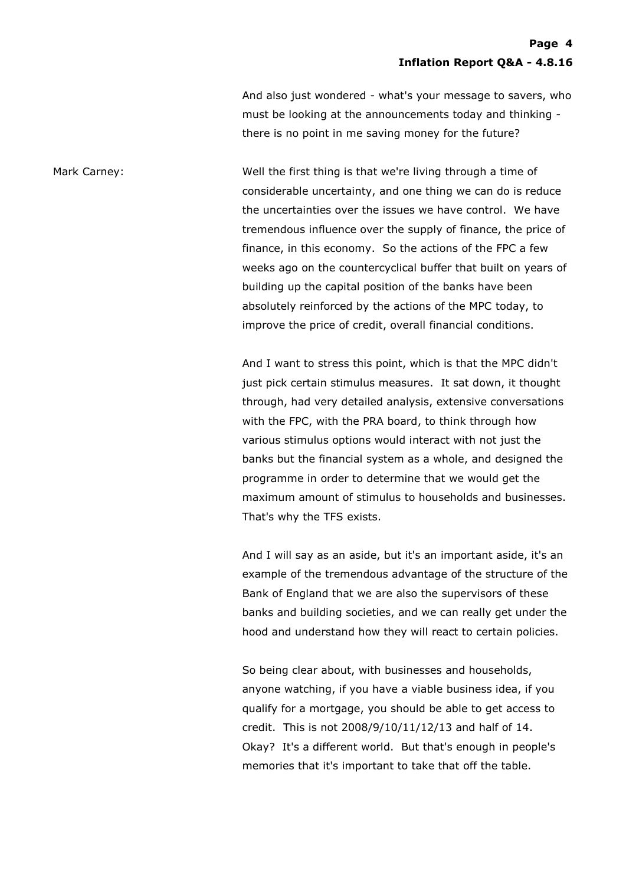And also just wondered - what's your message to savers, who must be looking at the announcements today and thinking - there is no point in me saving money for the future?

Mark Carney: Well the first thing is that we're living through a time of considerable uncertainty, and one thing we can do is reduce the uncertainties over the issues we have control. We have tremendous influence over the supply of finance, the price of finance, in this economy. So the actions of the FPC a few weeks ago on the countercyclical buffer that built on years of building up the capital position of the banks have been absolutely reinforced by the actions of the MPC today, to improve the price of credit, overall financial conditions.

And I want to stress this point, which is that the MPC didn't just pick certain stimulus measures. It sat down, it thought through, had very detailed analysis, extensive conversations with the FPC, with the PRA board, to think through how various stimulus options would interact with not just the banks but the financial system as a whole, and designed the programme in order to determine that we would get the maximum amount of stimulus to households and businesses. That's why the TFS exists.

And I will say as an aside, but it's an important aside, it's an example of the tremendous advantage of the structure of the Bank of England that we are also the supervisors of these banks and building societies, and we can really get under the hood and understand how they will react to certain policies.

So being clear about, with businesses and households, anyone watching, if you have a viable business idea, if you qualify for a mortgage, you should be able to get access to credit. This is not 2008/9/10/11/12/13 and half of 14. Okay? It's a different world. But that's enough in people's memories that it's important to take that off the table.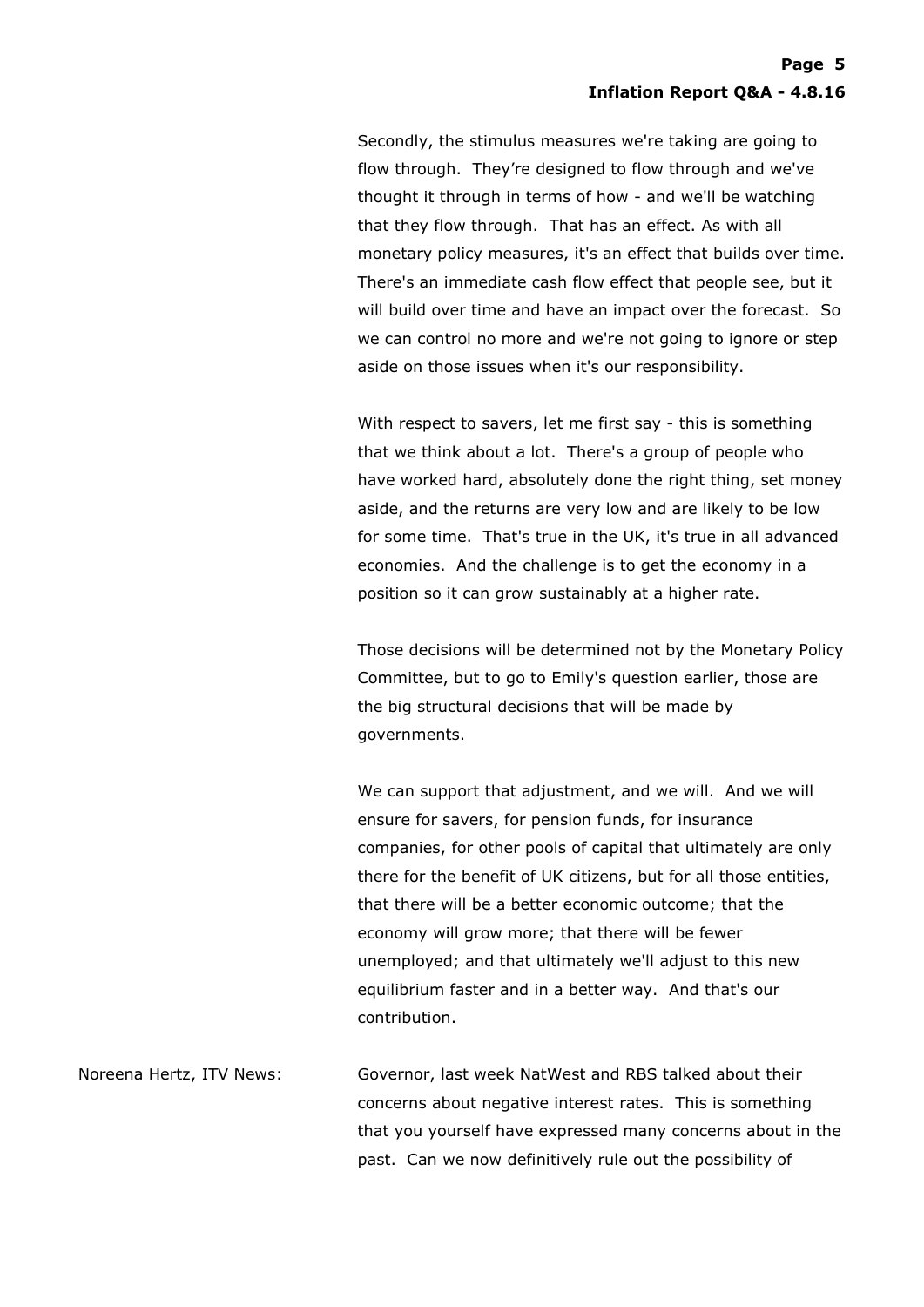Secondly, the stimulus measures we're taking are going to flow through. They're designed to flow through and we've thought it through in terms of how - and we'll be watching that they flow through. That has an effect. As with all monetary policy measures, it's an effect that builds over time. There's an immediate cash flow effect that people see, but it will build over time and have an impact over the forecast. So we can control no more and we're not going to ignore or step aside on those issues when it's our responsibility.

With respect to savers, let me first say - this is something that we think about a lot. There's a group of people who have worked hard, absolutely done the right thing, set money aside, and the returns are very low and are likely to be low for some time. That's true in the UK, it's true in all advanced economies. And the challenge is to get the economy in a position so it can grow sustainably at a higher rate.

Those decisions will be determined not by the Monetary Policy Committee, but to go to Emily's question earlier, those are the big structural decisions that will be made by governments.

We can support that adjustment, and we will. And we will ensure for savers, for pension funds, for insurance companies, for other pools of capital that ultimately are only there for the benefit of UK citizens, but for all those entities, that there will be a better economic outcome; that the economy will grow more; that there will be fewer unemployed; and that ultimately we'll adjust to this new equilibrium faster and in a better way. And that's our contribution.

Noreena Hertz, ITV News: Governor, last week NatWest and RBS talked about their concerns about negative interest rates. This is something that you yourself have expressed many concerns about in the past. Can we now definitively rule out the possibility of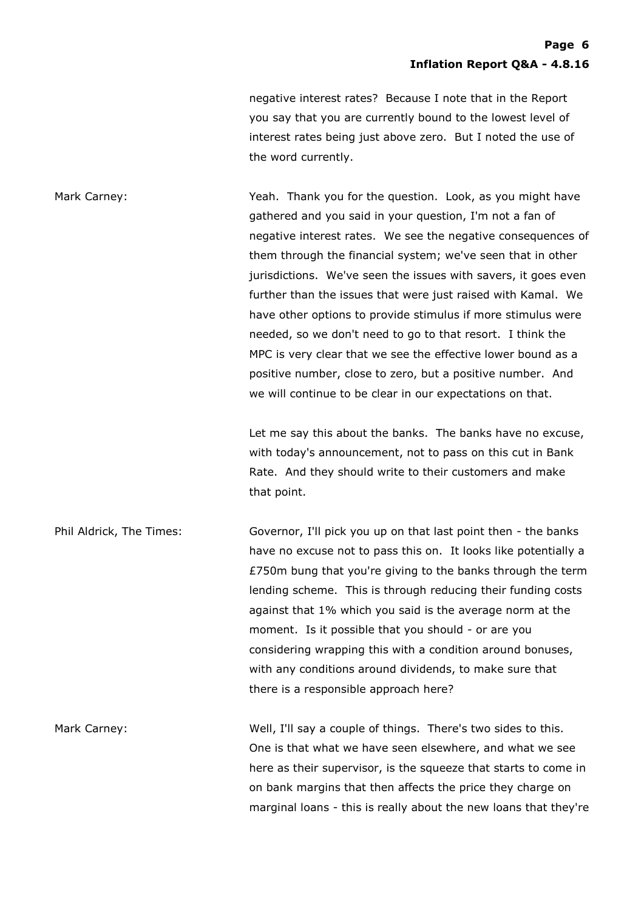negative interest rates? Because I note that in the Report you say that you are currently bound to the lowest level of interest rates being just above zero. But I noted the use of the word currently.

**Mark Carney:** Yeah. Thank you for the question. Look, as you might have gathered and you said in your question, I'm not a fan of negative interest rates. We see the negative consequences of them through the financial system; we've seen that in other jurisdictions. We've seen the issues with savers, it goes even further than the issues that were just raised with Kamal. We have other options to provide stimulus if more stimulus were needed, so we don't need to go to that resort. I think the MPC is very clear that we see the effective lower bound as a positive number, close to zero, but a positive number. And we will continue to be clear in our expectations on that.

Let me say this about the banks. The banks have no excuse, with today's announcement, not to pass on this cut in Bank Rate. And they should write to their customers and make that point.

**Phil Aldrick, The Times:** Governor, I'll pick you up on that last point then - the banks have no excuse not to pass this on. It looks like potentially a £750m bung that you're giving to the banks through the term lending scheme. This is through reducing their funding costs against that 1% which you said is the average norm at the moment. Is it possible that you should - or are you considering wrapping this with a condition around bonuses, with any conditions around dividends, to make sure that there is a responsible approach here?

**Mark Carney:** Well, I'll say a couple of things. There's two sides to this. One is that what we have seen elsewhere, and what we see here as their supervisor, is the squeeze that starts to come in on bank margins that then affects the price they charge on marginal loans - this is really about the new loans that they're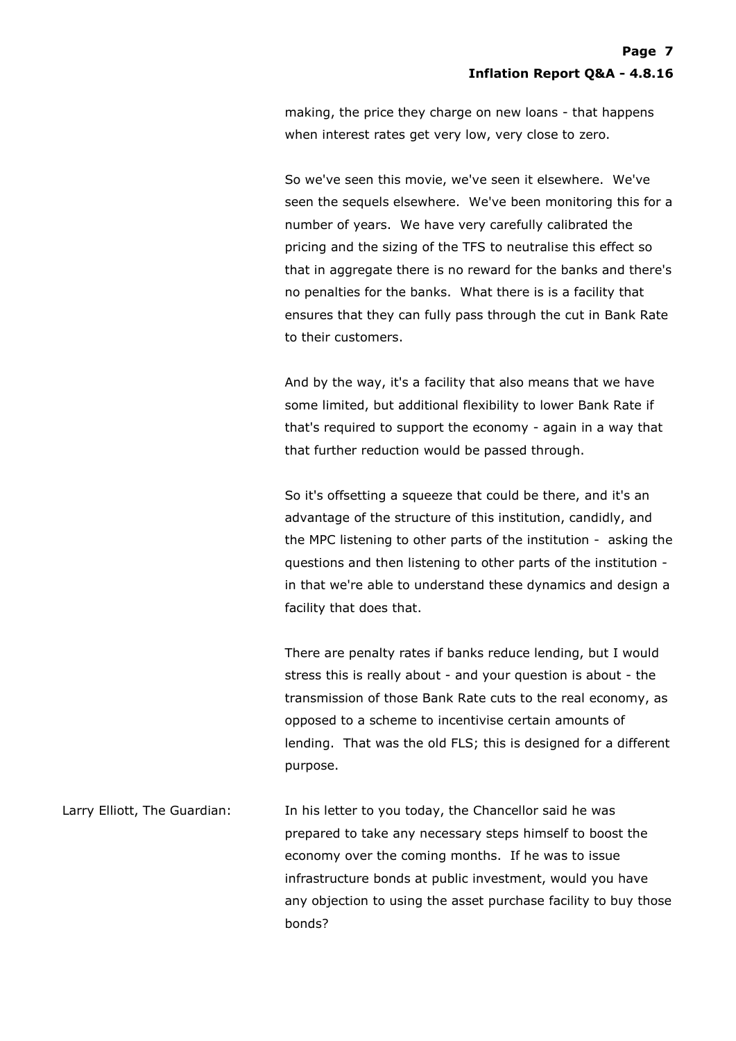making, the price they charge on new loans - that happens when interest rates get very low, very close to zero.

So we've seen this movie, we've seen it elsewhere. We've seen the sequels elsewhere. We've been monitoring this for a number of years. We have very carefully calibrated the pricing and the sizing of the TFS to neutralise this effect so that in aggregate there is no reward for the banks and there's no penalties for the banks. What there is is a facility that ensures that they can fully pass through the cut in Bank Rate to their customers.

And by the way, it's a facility that also means that we have some limited, but additional flexibility to lower Bank Rate if that's required to support the economy - again in a way that that further reduction would be passed through.

So it's offsetting a squeeze that could be there, and it's an advantage of the structure of this institution, candidly, and the MPC listening to other parts of the institution - asking the questions and then listening to other parts of the institution - in that we're able to understand these dynamics and design a facility that does that.

There are penalty rates if banks reduce lending, but I would stress this is really about - and your question is about - the transmission of those Bank Rate cuts to the real economy, as opposed to a scheme to incentivise certain amounts of lending. That was the old FLS; this is designed for a different purpose.

Larry Elliott, The Guardian: In his letter to you today, the Chancellor said he was prepared to take any necessary steps himself to boost the economy over the coming months. If he was to issue infrastructure bonds at public investment, would you have any objection to using the asset purchase facility to buy those bonds?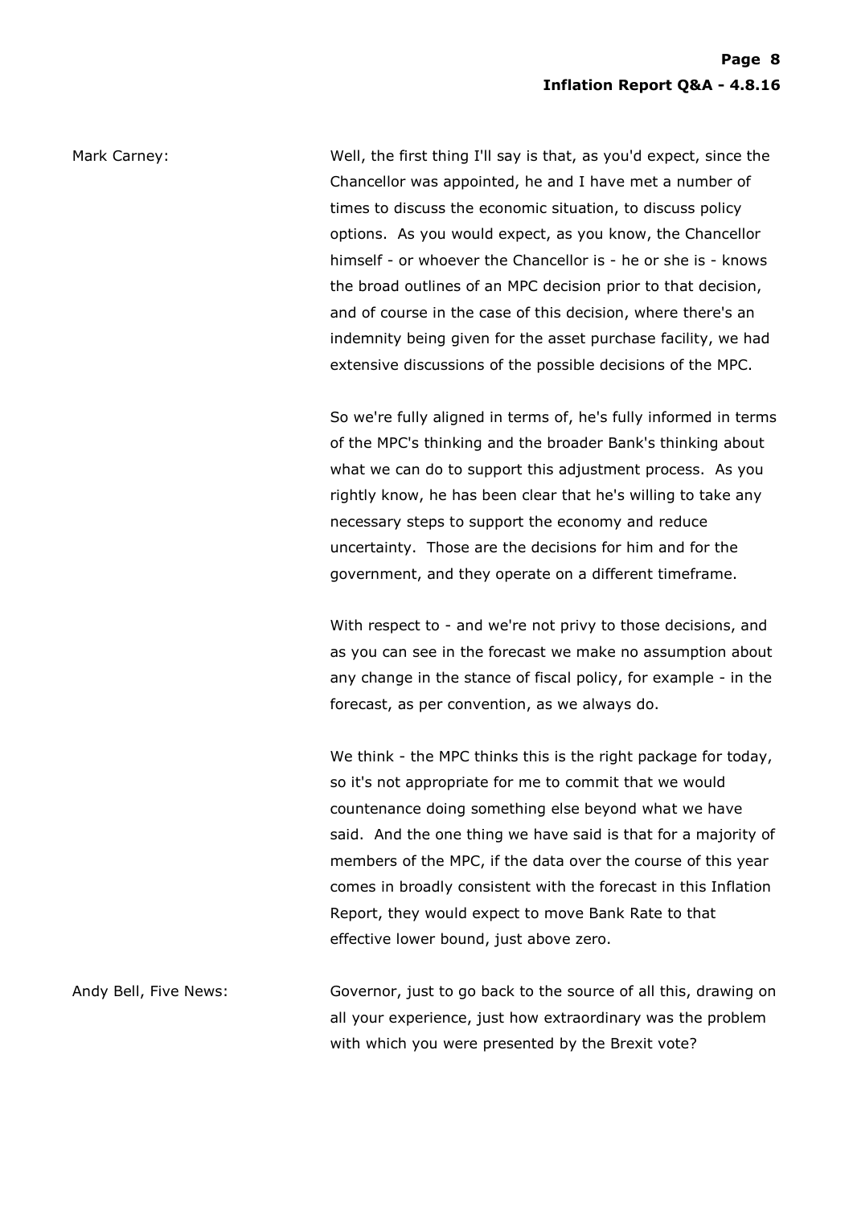Mark Carney: Well, the first thing I'll say is that, as you'd expect, since the Chancellor was appointed, he and I have met a number of times to discuss the economic situation, to discuss policy options. As you would expect, as you know, the Chancellor himself - or whoever the Chancellor is - he or she is - knows the broad outlines of an MPC decision prior to that decision, and of course in the case of this decision, where there's an indemnity being given for the asset purchase facility, we had extensive discussions of the possible decisions of the MPC.

So we're fully aligned in terms of, he's fully informed in terms of the MPC's thinking and the broader Bank's thinking about what we can do to support this adjustment process. As you rightly know, he has been clear that he's willing to take any necessary steps to support the economy and reduce uncertainty. Those are the decisions for him and for the government, and they operate on a different timeframe.

With respect to - and we're not privy to those decisions, and as you can see in the forecast we make no assumption about any change in the stance of fiscal policy, for example - in the forecast, as per convention, as we always do.

We think - the MPC thinks this is the right package for today, so it's not appropriate for me to commit that we would countenance doing something else beyond what we have said. And the one thing we have said is that for a majority of members of the MPC, if the data over the course of this year comes in broadly consistent with the forecast in this Inflation Report, they would expect to move Bank Rate to that effective lower bound, just above zero.

Andy Bell, Five News: Governor, just to go back to the source of all this, drawing on all your experience, just how extraordinary was the problem with which you were presented by the Brexit vote?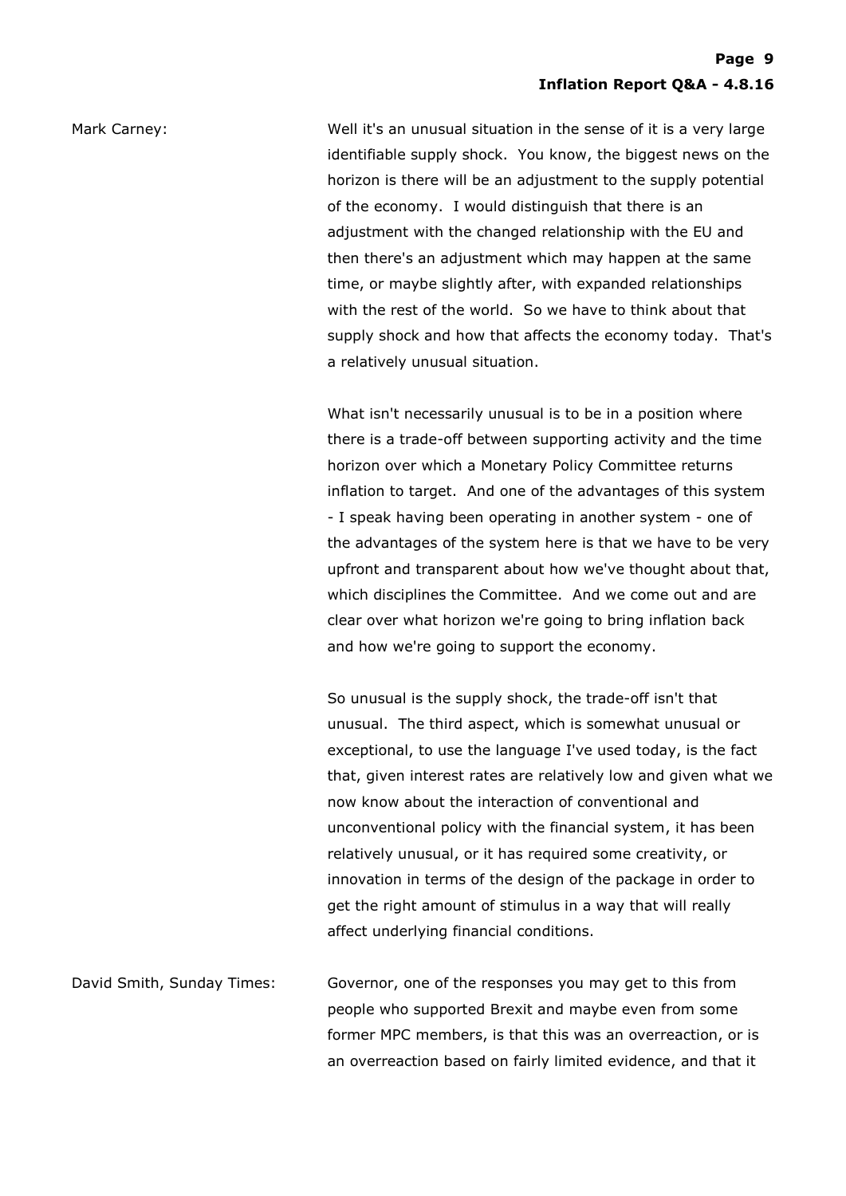**Mark Carney:** Well it's an unusual situation in the sense of it is a very large identifiable supply shock. You know, the biggest news on the horizon is there will be an adjustment to the supply potential of the economy. I would distinguish that there is an adjustment with the changed relationship with the EU and then there's an adjustment which may happen at the same time, or maybe slightly after, with expanded relationships with the rest of the world. So we have to think about that supply shock and how that affects the economy today. That's a relatively unusual situation.

What isn't necessarily unusual is to be in a position where there is a trade-off between supporting activity and the time horizon over which a Monetary Policy Committee returns inflation to target. And one of the advantages of this system - I speak having been operating in another system - one of the advantages of the system here is that we have to be very upfront and transparent about how we've thought about that, which disciplines the Committee. And we come out and are clear over what horizon we're going to bring inflation back and how we're going to support the economy.

So unusual is the supply shock, the trade-off isn't that unusual. The third aspect, which is somewhat unusual or exceptional, to use the language I've used today, is the fact that, given interest rates are relatively low and given what we now know about the interaction of conventional and unconventional policy with the financial system, it has been relatively unusual, or it has required some creativity, or innovation in terms of the design of the package in order to get the right amount of stimulus in a way that will really affect underlying financial conditions.

**David Smith, Sunday Times:** Governor, one of the responses you may get to this from people who supported Brexit and maybe even from some former MPC members, is that this was an overreaction, or is an overreaction based on fairly limited evidence, and that it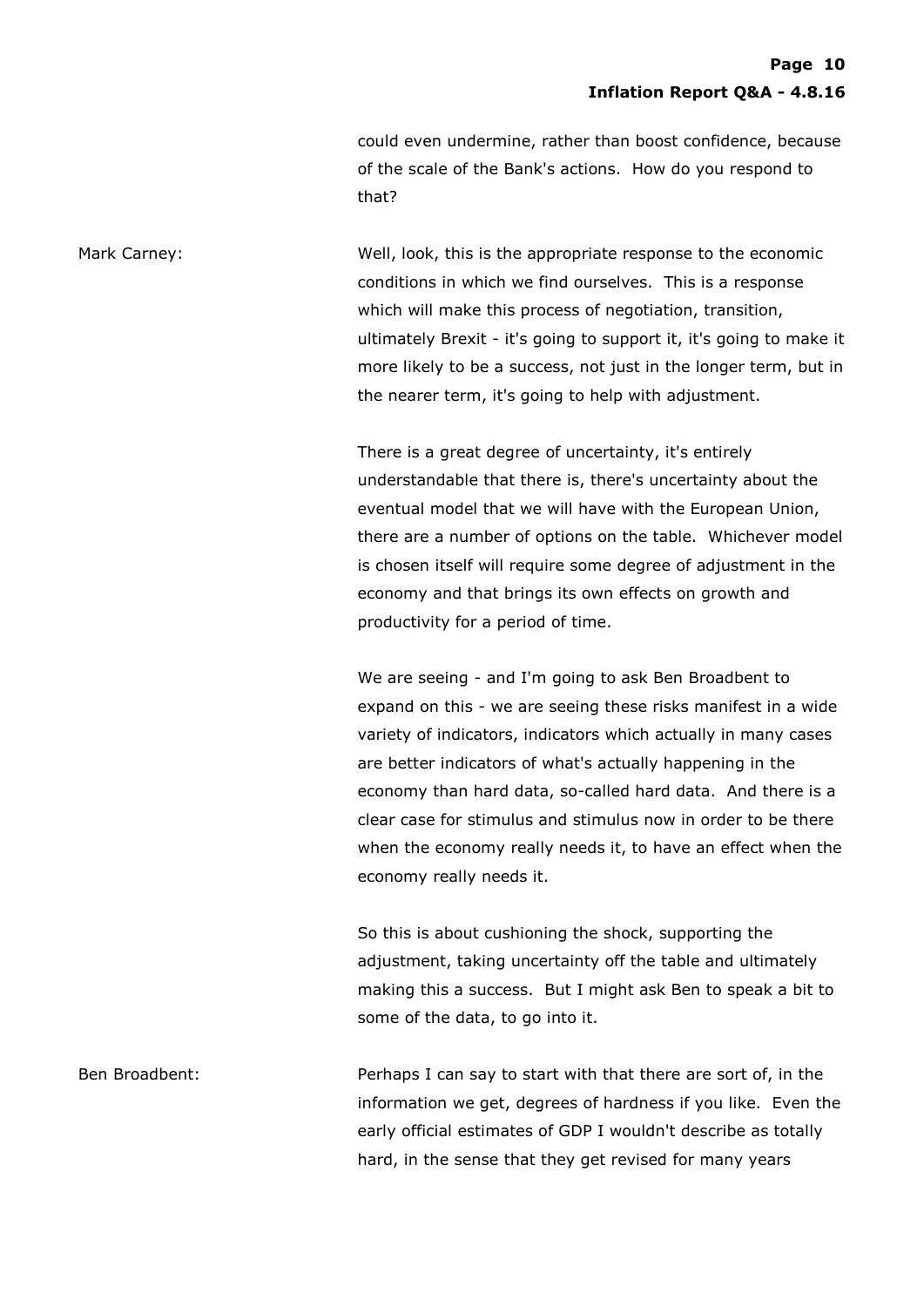could even undermine, rather than boost confidence, because of the scale of the Bank's actions. How do you respond to that?

Mark Carney: Well, look, this is the appropriate response to the economic conditions in which we find ourselves. This is a response which will make this process of negotiation, transition, ultimately Brexit - it's going to support it, it's going to make it more likely to be a success, not just in the longer term, but in the nearer term, it's going to help with adjustment.

There is a great degree of uncertainty, it's entirely understandable that there is, there's uncertainty about the eventual model that we will have with the European Union, there are a number of options on the table. Whichever model is chosen itself will require some degree of adjustment in the economy and that brings its own effects on growth and productivity for a period of time.

We are seeing - and I'm going to ask Ben Broadbent to expand on this - we are seeing these risks manifest in a wide variety of indicators, indicators which actually in many cases are better indicators of what's actually happening in the economy than hard data, so-called hard data. And there is a clear case for stimulus and stimulus now in order to be there when the economy really needs it, to have an effect when the economy really needs it.

So this is about cushioning the shock, supporting the adjustment, taking uncertainty off the table and ultimately making this a success. But I might ask Ben to speak a bit to some of the data, to go into it.

Ben Broadbent: Perhaps I can say to start with that there are sort of, in the information we get, degrees of hardness if you like. Even the early official estimates of GDP I wouldn't describe as totally hard, in the sense that they get revised for many years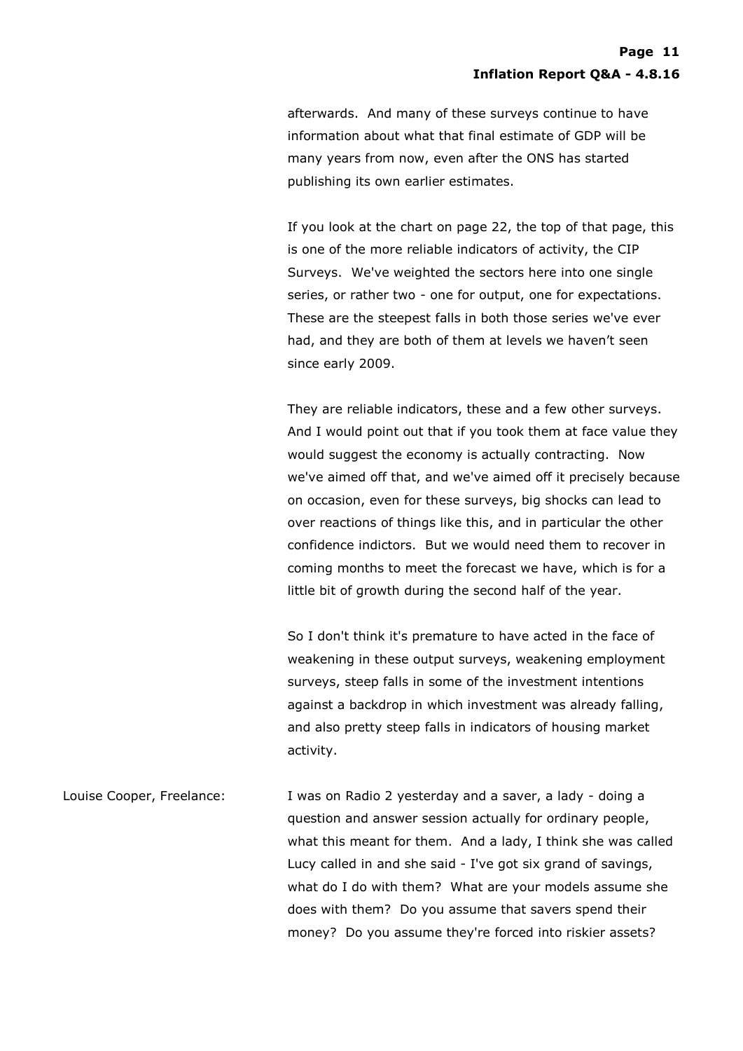afterwards. And many of these surveys continue to have information about what that final estimate of GDP will be many years from now, even after the ONS has started publishing its own earlier estimates.

If you look at the chart on page 22, the top of that page, this is one of the more reliable indicators of activity, the CIP Surveys. We've weighted the sectors here into one single series, or rather two - one for output, one for expectations. These are the steepest falls in both those series we've ever had, and they are both of them at levels we haven't seen since early 2009.

They are reliable indicators, these and a few other surveys. And I would point out that if you took them at face value they would suggest the economy is actually contracting. Now we've aimed off that, and we've aimed off it precisely because on occasion, even for these surveys, big shocks can lead to over reactions of things like this, and in particular the other confidence indictors. But we would need them to recover in coming months to meet the forecast we have, which is for a little bit of growth during the second half of the year.

So I don't think it's premature to have acted in the face of weakening in these output surveys, weakening employment surveys, steep falls in some of the investment intentions against a backdrop in which investment was already falling, and also pretty steep falls in indicators of housing market activity.

Louise Cooper, Freelance: I was on Radio 2 yesterday and a saver, a lady - doing a question and answer session actually for ordinary people, what this meant for them. And a lady, I think she was called Lucy called in and she said - I've got six grand of savings, what do I do with them? What are your models assume she does with them? Do you assume that savers spend their money? Do you assume they're forced into riskier assets?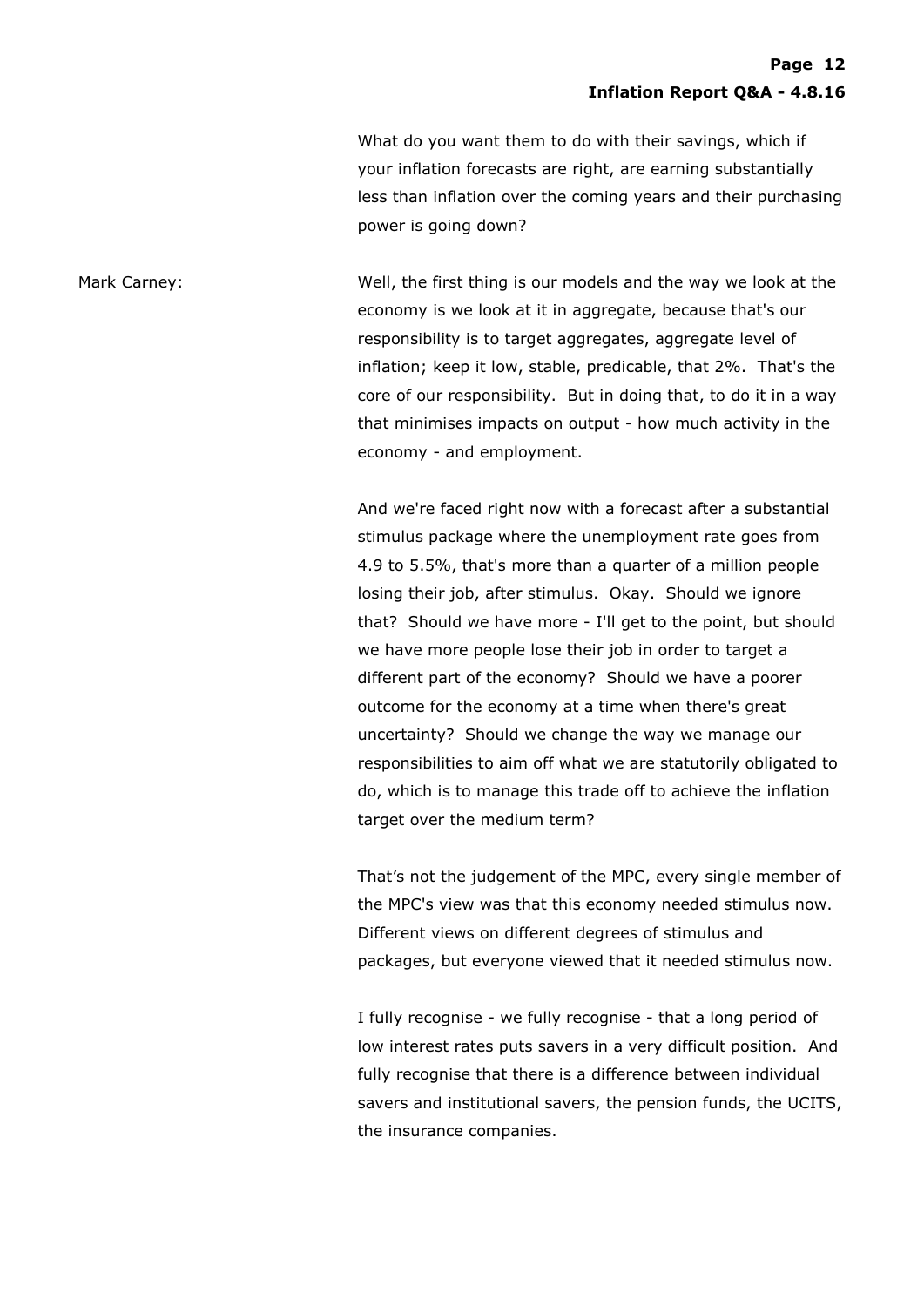What do you want them to do with their savings, which if your inflation forecasts are right, are earning substantially less than inflation over the coming years and their purchasing power is going down?

Mark Carney: Well, the first thing is our models and the way we look at the economy is we look at it in aggregate, because that's our responsibility is to target aggregates, aggregate level of inflation; keep it low, stable, predicable, that 2%. That's the core of our responsibility. But in doing that, to do it in a way that minimises impacts on output - how much activity in the economy - and employment.

And we're faced right now with a forecast after a substantial stimulus package where the unemployment rate goes from 4.9 to 5.5%, that's more than a quarter of a million people losing their job, after stimulus. Okay. Should we ignore that? Should we have more - I'll get to the point, but should we have more people lose their job in order to target a different part of the economy? Should we have a poorer outcome for the economy at a time when there's great uncertainty? Should we change the way we manage our responsibilities to aim off what we are statutorily obligated to do, which is to manage this trade off to achieve the inflation target over the medium term?

That's not the judgement of the MPC, every single member of the MPC's view was that this economy needed stimulus now. Different views on different degrees of stimulus and packages, but everyone viewed that it needed stimulus now.

I fully recognise - we fully recognise - that a long period of low interest rates puts savers in a very difficult position. And fully recognise that there is a difference between individual savers and institutional savers, the pension funds, the UCITS, the insurance companies.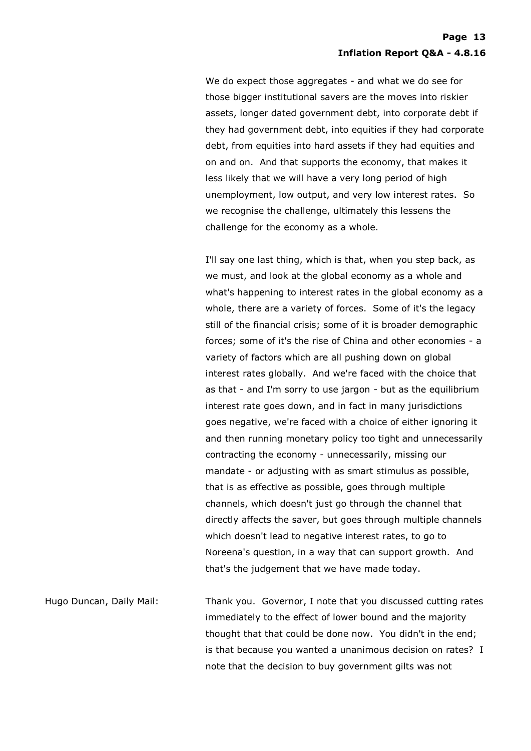We do expect those aggregates - and what we do see for those bigger institutional savers are the moves into riskier assets, longer dated government debt, into corporate debt if they had government debt, into equities if they had corporate debt, from equities into hard assets if they had equities and on and on. And that supports the economy, that makes it less likely that we will have a very long period of high unemployment, low output, and very low interest rates. So we recognise the challenge, ultimately this lessens the challenge for the economy as a whole.

I'll say one last thing, which is that, when you step back, as we must, and look at the global economy as a whole and what's happening to interest rates in the global economy as a whole, there are a variety of forces. Some of it's the legacy still of the financial crisis; some of it is broader demographic forces; some of it's the rise of China and other economies - a variety of factors which are all pushing down on global interest rates globally. And we're faced with the choice that as that - and I'm sorry to use jargon - but as the equilibrium interest rate goes down, and in fact in many jurisdictions goes negative, we're faced with a choice of either ignoring it and then running monetary policy too tight and unnecessarily contracting the economy - unnecessarily, missing our mandate - or adjusting with as smart stimulus as possible, that is as effective as possible, goes through multiple channels, which doesn't just go through the channel that directly affects the saver, but goes through multiple channels which doesn't lead to negative interest rates, to go to Noreena's question, in a way that can support growth. And that's the judgement that we have made today.

Hugo Duncan, Daily Mail: Thank you. Governor, I note that you discussed cutting rates immediately to the effect of lower bound and the majority thought that that could be done now. You didn't in the end; is that because you wanted a unanimous decision on rates? I note that the decision to buy government gilts was not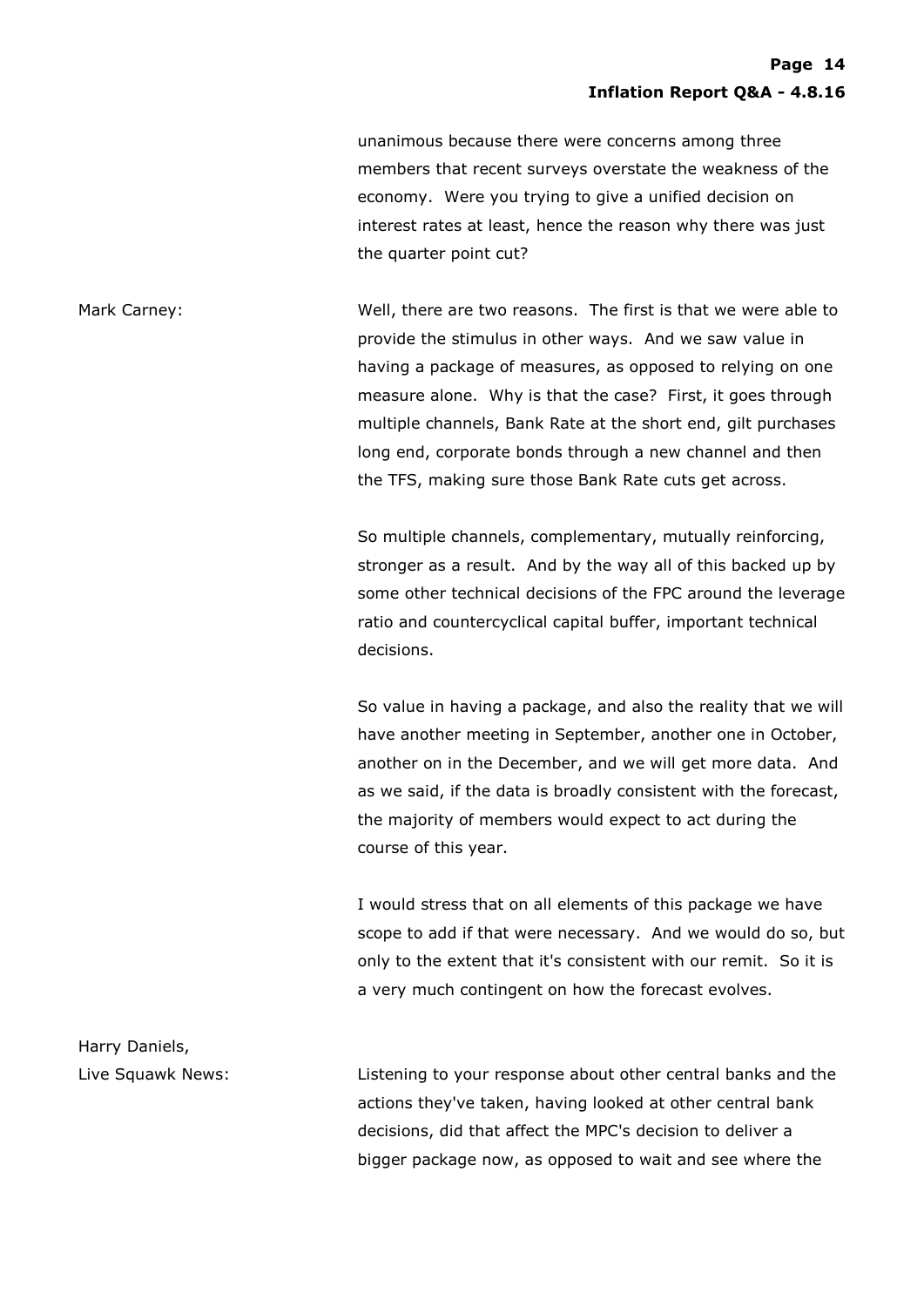unanimous because there were concerns among three members that recent surveys overstate the weakness of the economy. Were you trying to give a unified decision on interest rates at least, hence the reason why there was just the quarter point cut?

**Mark Carney:** Well, there are two reasons. The first is that we were able to provide the stimulus in other ways. And we saw value in having a package of measures, as opposed to relying on one measure alone. Why is that the case? First, it goes through multiple channels, Bank Rate at the short end, gilt purchases long end, corporate bonds through a new channel and then the TFS, making sure those Bank Rate cuts get across.

So multiple channels, complementary, mutually reinforcing, stronger as a result. And by the way all of this backed up by some other technical decisions of the FPC around the leverage ratio and countercyclical capital buffer, important technical decisions.

So value in having a package, and also the reality that we will have another meeting in September, another one in October, another on in the December, and we will get more data. And as we said, if the data is broadly consistent with the forecast, the majority of members would expect to act during the course of this year.

I would stress that on all elements of this package we have scope to add if that were necessary. And we would do so, but only to the extent that it's consistent with our remit. So it is a very much contingent on how the forecast evolves.

**Harry Daniels, Live Squawk News:** Listening to your response about other central banks and the actions they've taken, having looked at other central bank decisions, did that affect the MPC's decision to deliver a bigger package now, as opposed to wait and see where the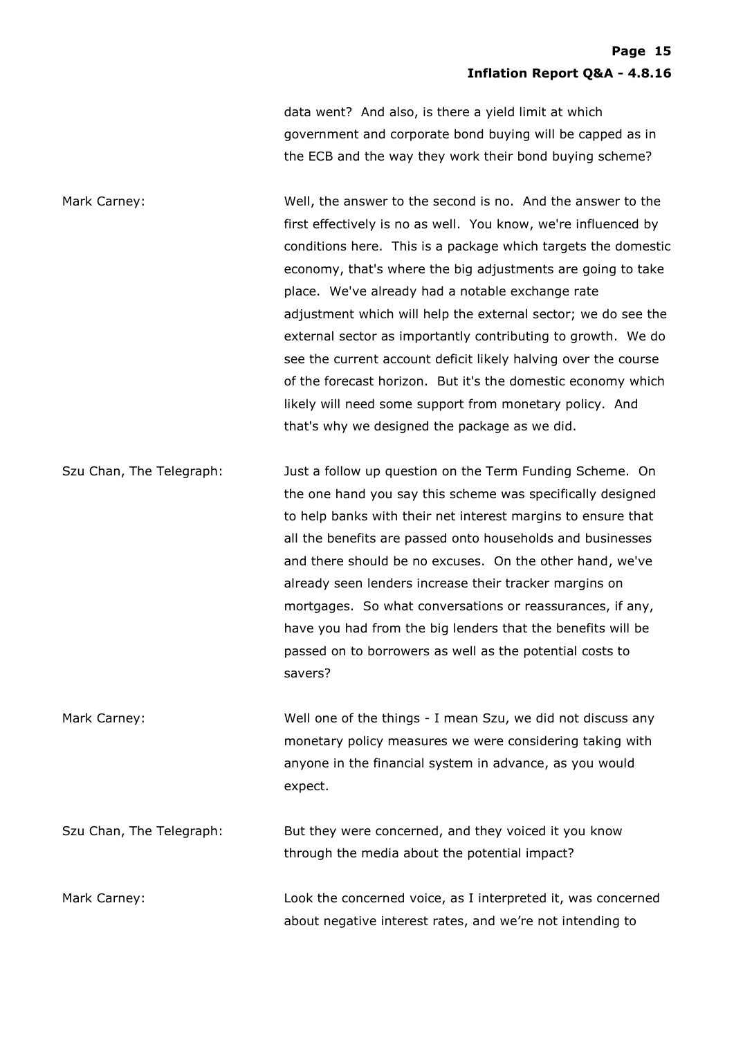data went? And also, is there a yield limit at which government and corporate bond buying will be capped as in the ECB and the way they work their bond buying scheme?

Mark Carney: Well, the answer to the second is no. And the answer to the first effectively is no as well. You know, we're influenced by conditions here. This is a package which targets the domestic economy, that's where the big adjustments are going to take place. We've already had a notable exchange rate adjustment which will help the external sector; we do see the external sector as importantly contributing to growth. We do see the current account deficit likely halving over the course of the forecast horizon. But it's the domestic economy which likely will need some support from monetary policy. And that's why we designed the package as we did.

Szu Chan, The Telegraph: Just a follow up question on the Term Funding Scheme. On the one hand you say this scheme was specifically designed to help banks with their net interest margins to ensure that all the benefits are passed onto households and businesses and there should be no excuses. On the other hand, we've already seen lenders increase their tracker margins on mortgages. So what conversations or reassurances, if any, have you had from the big lenders that the benefits will be passed on to borrowers as well as the potential costs to savers?

Mark Carney: Well one of the things - I mean Szu, we did not discuss any monetary policy measures we were considering taking with anyone in the financial system in advance, as you would expect.

Szu Chan, The Telegraph: But they were concerned, and they voiced it you know through the media about the potential impact?

Mark Carney: Look the concerned voice, as I interpreted it, was concerned about negative interest rates, and we're not intending to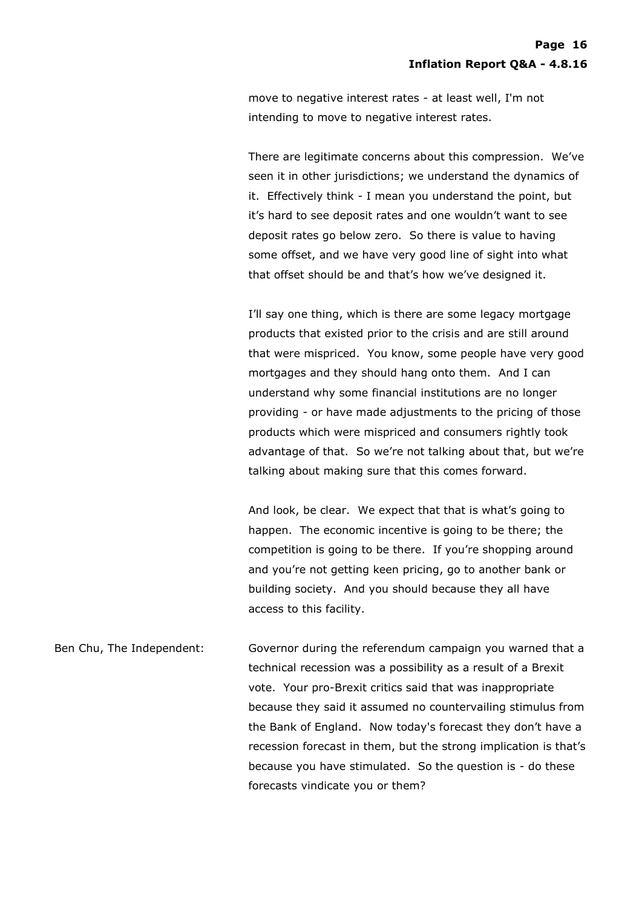move to negative interest rates - at least well, I'm not intending to move to negative interest rates.

There are legitimate concerns about this compression. We've seen it in other jurisdictions; we understand the dynamics of it. Effectively think - I mean you understand the point, but it's hard to see deposit rates and one wouldn't want to see deposit rates go below zero. So there is value to having some offset, and we have very good line of sight into what that offset should be and that's how we've designed it.

I'll say one thing, which is there are some legacy mortgage products that existed prior to the crisis and are still around that were mispriced. You know, some people have very good mortgages and they should hang onto them. And I can understand why some financial institutions are no longer providing - or have made adjustments to the pricing of those products which were mispriced and consumers rightly took advantage of that. So we're not talking about that, but we're talking about making sure that this comes forward.

And look, be clear. We expect that that is what's going to happen. The economic incentive is going to be there; the competition is going to be there. If you're shopping around and you're not getting keen pricing, go to another bank or building society. And you should because they all have access to this facility.

Ben Chu, The Independent: Governor during the referendum campaign you warned that a technical recession was a possibility as a result of a Brexit vote. Your pro-Brexit critics said that was inappropriate because they said it assumed no countervailing stimulus from the Bank of England. Now today's forecast they don't have a recession forecast in them, but the strong implication is that's because you have stimulated. So the question is - do these forecasts vindicate you or them?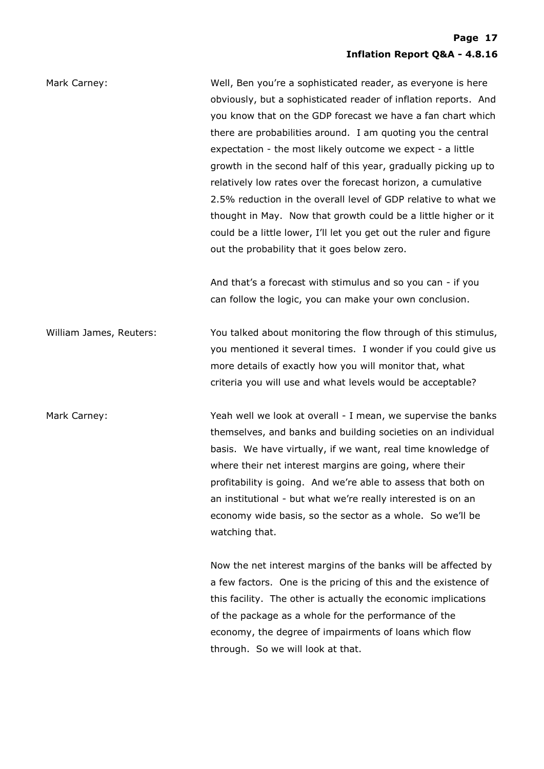Mark Carney: Well, Ben you're a sophisticated reader, as everyone is here obviously, but a sophisticated reader of inflation reports. And you know that on the GDP forecast we have a fan chart which there are probabilities around. I am quoting you the central expectation - the most likely outcome we expect - a little growth in the second half of this year, gradually picking up to relatively low rates over the forecast horizon, a cumulative 2.5% reduction in the overall level of GDP relative to what we thought in May. Now that growth could be a little higher or it could be a little lower, I'll let you get out the ruler and figure out the probability that it goes below zero.

And that's a forecast with stimulus and so you can - if you can follow the logic, you can make your own conclusion.

William James, Reuters: You talked about monitoring the flow through of this stimulus, you mentioned it several times. I wonder if you could give us more details of exactly how you will monitor that, what criteria you will use and what levels would be acceptable?

Mark Carney: Yeah well we look at overall - I mean, we supervise the banks themselves, and banks and building societies on an individual basis. We have virtually, if we want, real time knowledge of where their net interest margins are going, where their profitability is going. And we're able to assess that both on an institutional - but what we're really interested is on an economy wide basis, so the sector as a whole. So we'll be watching that.

Now the net interest margins of the banks will be affected by a few factors. One is the pricing of this and the existence of this facility. The other is actually the economic implications of the package as a whole for the performance of the economy, the degree of impairments of loans which flow through. So we will look at that.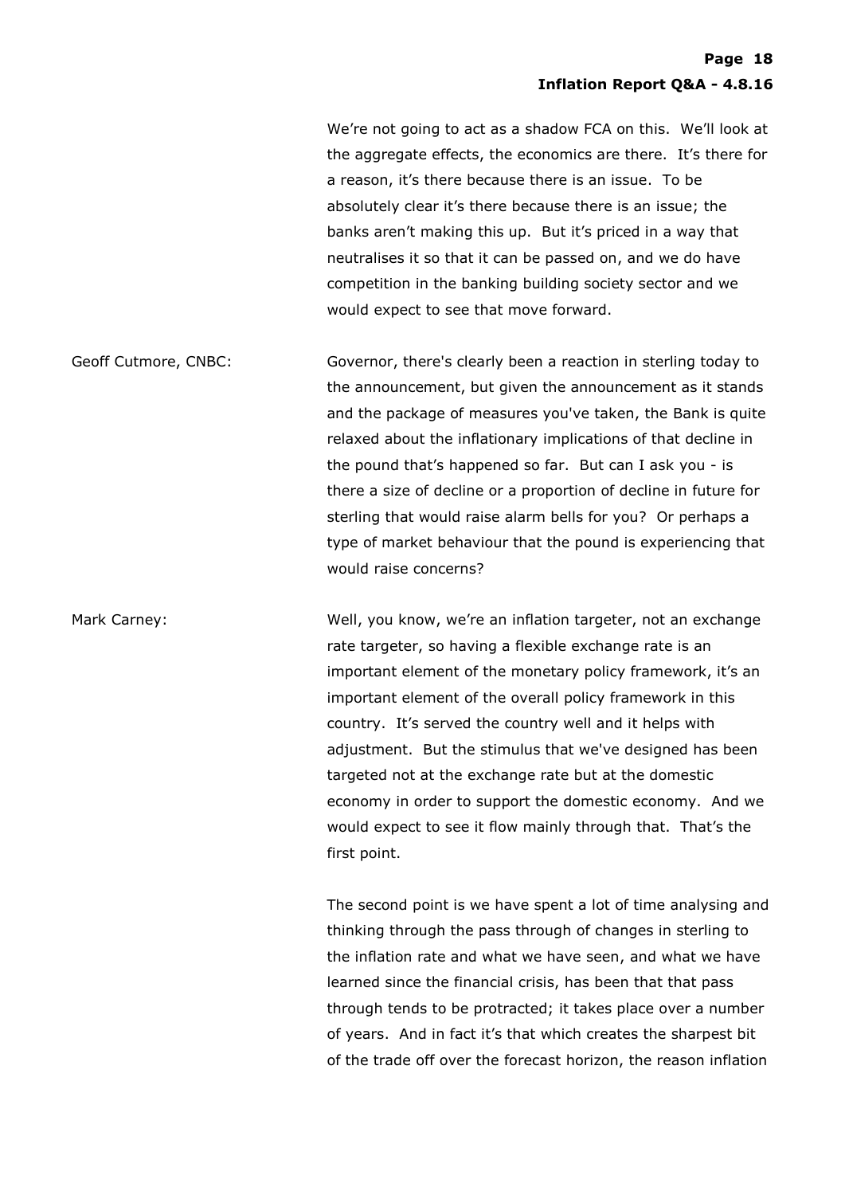We're not going to act as a shadow FCA on this. We'll look at the aggregate effects, the economics are there. It's there for a reason, it's there because there is an issue. To be absolutely clear it's there because there is an issue; the banks aren't making this up. But it's priced in a way that neutralises it so that it can be passed on, and we do have competition in the banking building society sector and we would expect to see that move forward.

Geoff Cutmore, CNBC: Governor, there's clearly been a reaction in sterling today to the announcement, but given the announcement as it stands and the package of measures you've taken, the Bank is quite relaxed about the inflationary implications of that decline in the pound that's happened so far. But can I ask you - is there a size of decline or a proportion of decline in future for sterling that would raise alarm bells for you? Or perhaps a type of market behaviour that the pound is experiencing that would raise concerns?

Mark Carney: Well, you know, we're an inflation targeter, not an exchange rate targeter, so having a flexible exchange rate is an important element of the monetary policy framework, it's an important element of the overall policy framework in this country. It's served the country well and it helps with adjustment. But the stimulus that we've designed has been targeted not at the exchange rate but at the domestic economy in order to support the domestic economy. And we would expect to see it flow mainly through that. That's the first point.

The second point is we have spent a lot of time analysing and thinking through the pass through of changes in sterling to the inflation rate and what we have seen, and what we have learned since the financial crisis, has been that that pass through tends to be protracted; it takes place over a number of years. And in fact it's that which creates the sharpest bit of the trade off over the forecast horizon, the reason inflation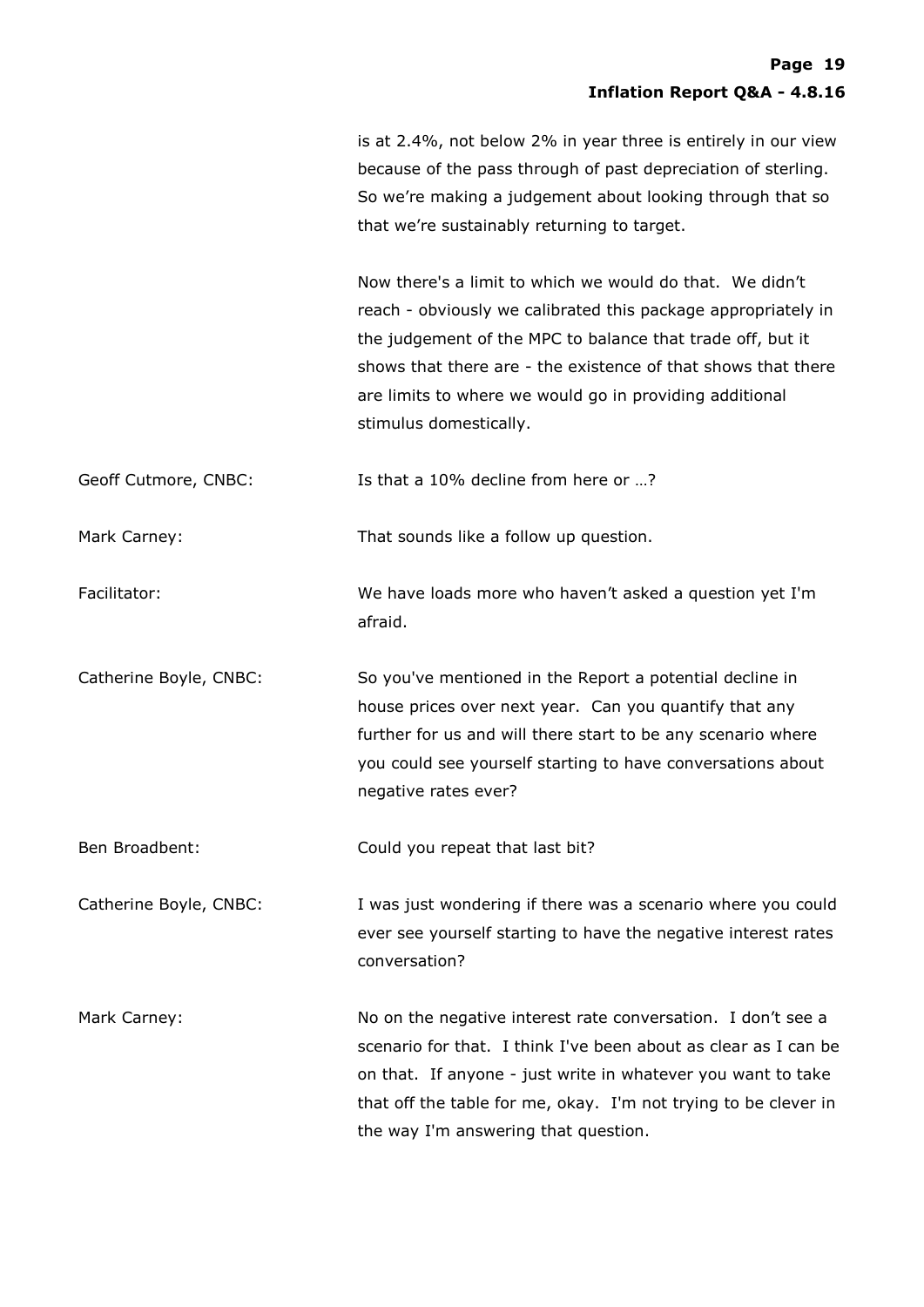is at 2.4%, not below 2% in year three is entirely in our view because of the pass through of past depreciation of sterling. So we're making a judgement about looking through that so that we're sustainably returning to target.

Now there's a limit to which we would do that. We didn't reach - obviously we calibrated this package appropriately in the judgement of the MPC to balance that trade off, but it shows that there are - the existence of that shows that there are limits to where we would go in providing additional stimulus domestically.

**Geoff Cutmore, CNBC:** Is that a 10% decline from here or …?

**Mark Carney:** That sounds like a follow up question.

**Facilitator:** We have loads more who haven't asked a question yet I'm afraid.

**Catherine Boyle, CNBC:** So you've mentioned in the Report a potential decline in house prices over next year. Can you quantify that any further for us and will there start to be any scenario where you could see yourself starting to have conversations about negative rates ever?

**Ben Broadbent:** Could you repeat that last bit?

**Catherine Boyle, CNBC:** I was just wondering if there was a scenario where you could ever see yourself starting to have the negative interest rates conversation?

**Mark Carney:** No on the negative interest rate conversation. I don't see a scenario for that. I think I've been about as clear as I can be on that. If anyone - just write in whatever you want to take that off the table for me, okay. I'm not trying to be clever in the way I'm answering that question.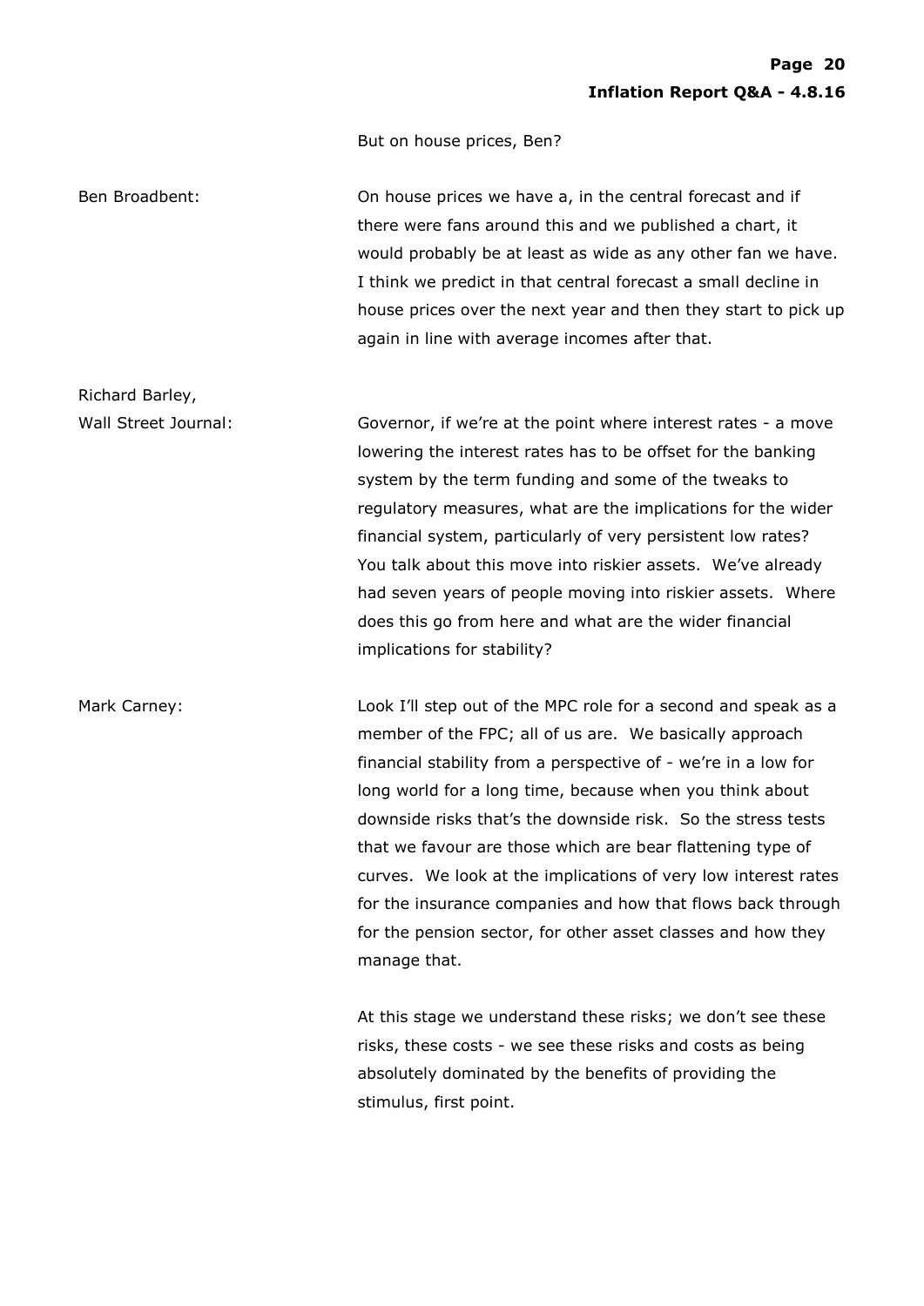But on house prices, Ben?

Ben Broadbent: On house prices we have a, in the central forecast and if there were fans around this and we published a chart, it would probably be at least as wide as any other fan we have. I think we predict in that central forecast a small decline in house prices over the next year and then they start to pick up again in line with average incomes after that.

Richard Barley, Wall Street Journal: Governor, if we're at the point where interest rates - a move lowering the interest rates has to be offset for the banking system by the term funding and some of the tweaks to regulatory measures, what are the implications for the wider financial system, particularly of very persistent low rates? You talk about this move into riskier assets. We've already had seven years of people moving into riskier assets. Where does this go from here and what are the wider financial implications for stability?

Mark Carney: Look I'll step out of the MPC role for a second and speak as a member of the FPC; all of us are. We basically approach financial stability from a perspective of - we're in a low for long world for a long time, because when you think about downside risks that's the downside risk. So the stress tests that we favour are those which are bear flattening type of curves. We look at the implications of very low interest rates for the insurance companies and how that flows back through for the pension sector, for other asset classes and how they manage that.

At this stage we understand these risks; we don't see these risks, these costs - we see these risks and costs as being absolutely dominated by the benefits of providing the stimulus, first point.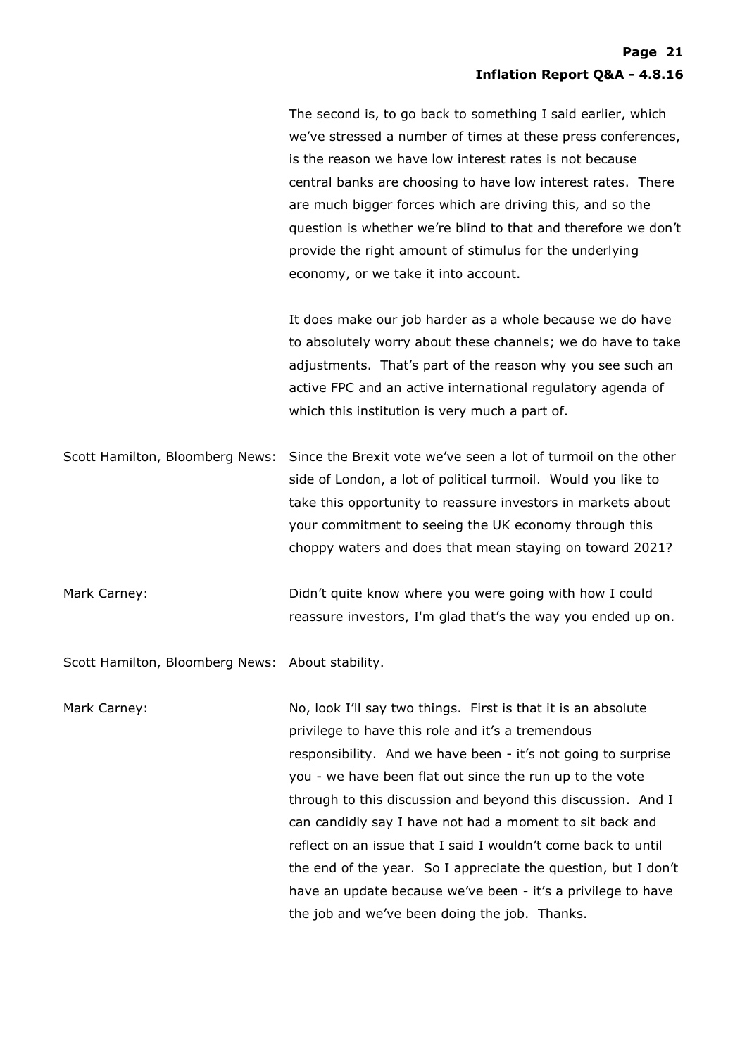The second is, to go back to something I said earlier, which we've stressed a number of times at these press conferences, is the reason we have low interest rates is not because central banks are choosing to have low interest rates. There are much bigger forces which are driving this, and so the question is whether we're blind to that and therefore we don't provide the right amount of stimulus for the underlying economy, or we take it into account.

It does make our job harder as a whole because we do have to absolutely worry about these channels; we do have to take adjustments. That's part of the reason why you see such an active FPC and an active international regulatory agenda of which this institution is very much a part of.

Scott Hamilton, Bloomberg News: Since the Brexit vote we've seen a lot of turmoil on the other side of London, a lot of political turmoil. Would you like to take this opportunity to reassure investors in markets about your commitment to seeing the UK economy through this choppy waters and does that mean staying on toward 2021?

Mark Carney: Didn't quite know where you were going with how I could reassure investors, I'm glad that's the way you ended up on.

Scott Hamilton, Bloomberg News: About stability.

Mark Carney: No, look I'll say two things. First is that it is an absolute privilege to have this role and it's a tremendous responsibility. And we have been - it's not going to surprise you - we have been flat out since the run up to the vote through to this discussion and beyond this discussion. And I can candidly say I have not had a moment to sit back and reflect on an issue that I said I wouldn't come back to until the end of the year. So I appreciate the question, but I don't have an update because we've been - it's a privilege to have the job and we've been doing the job. Thanks.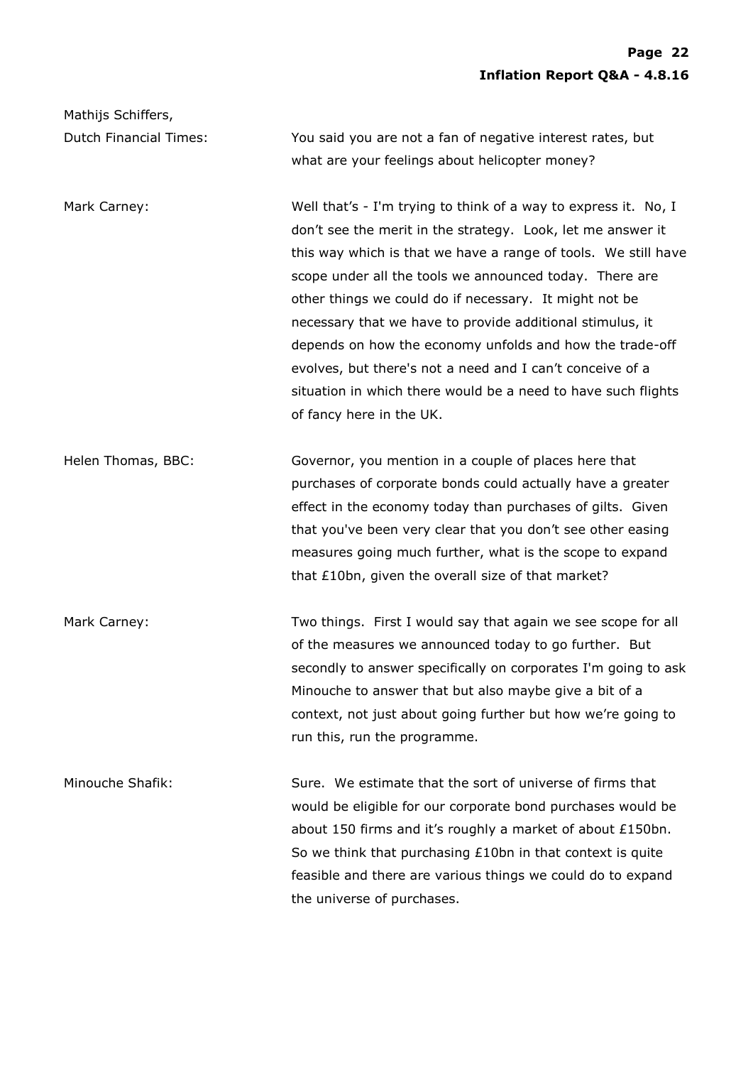Mathijs Schiffers, Dutch Financial Times: You said you are not a fan of negative interest rates, but what are your feelings about helicopter money?

Mark Carney: Well that's - I'm trying to think of a way to express it. No, I don't see the merit in the strategy. Look, let me answer it this way which is that we have a range of tools. We still have scope under all the tools we announced today. There are other things we could do if necessary. It might not be necessary that we have to provide additional stimulus, it depends on how the economy unfolds and how the trade-off evolves, but there's not a need and I can't conceive of a situation in which there would be a need to have such flights of fancy here in the UK.

Helen Thomas, BBC: Governor, you mention in a couple of places here that purchases of corporate bonds could actually have a greater effect in the economy today than purchases of gilts. Given that you've been very clear that you don't see other easing measures going much further, what is the scope to expand that £10bn, given the overall size of that market?

Mark Carney: Two things. First I would say that again we see scope for all of the measures we announced today to go further. But secondly to answer specifically on corporates I'm going to ask Minouche to answer that but also maybe give a bit of a context, not just about going further but how we're going to run this, run the programme.

Minouche Shafik: Sure. We estimate that the sort of universe of firms that would be eligible for our corporate bond purchases would be about 150 firms and it's roughly a market of about £150bn. So we think that purchasing £10bn in that context is quite feasible and there are various things we could do to expand the universe of purchases.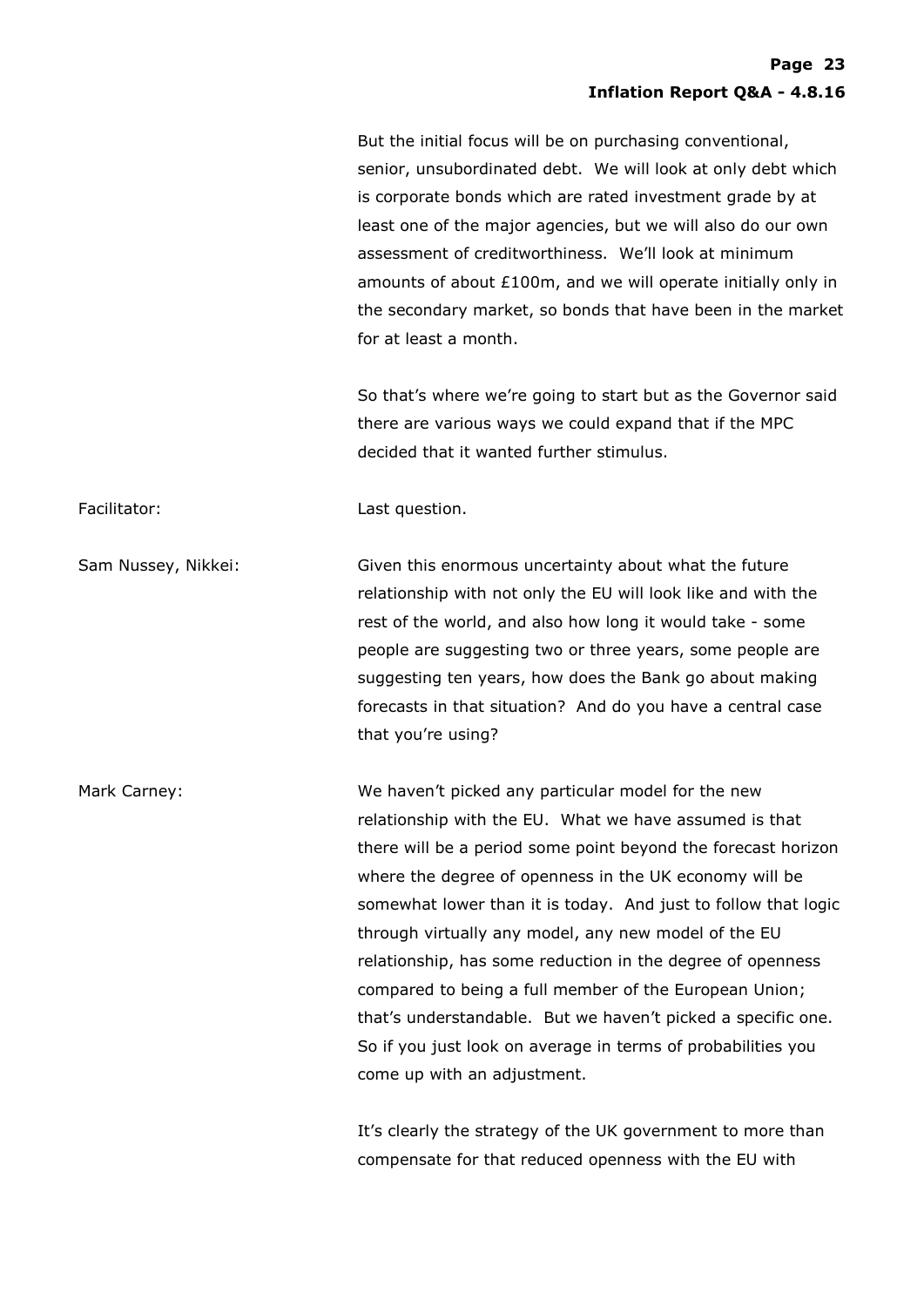But the initial focus will be on purchasing conventional, senior, unsubordinated debt. We will look at only debt which is corporate bonds which are rated investment grade by at least one of the major agencies, but we will also do our own assessment of creditworthiness. We'll look at minimum amounts of about £100m, and we will operate initially only in the secondary market, so bonds that have been in the market for at least a month.

So that's where we're going to start but as the Governor said there are various ways we could expand that if the MPC decided that it wanted further stimulus.

Facilitator: Last question.

Sam Nussey, Nikkei: Given this enormous uncertainty about what the future relationship with not only the EU will look like and with the rest of the world, and also how long it would take - some people are suggesting two or three years, some people are suggesting ten years, how does the Bank go about making forecasts in that situation? And do you have a central case that you're using?

Mark Carney: We haven't picked any particular model for the new relationship with the EU. What we have assumed is that there will be a period some point beyond the forecast horizon where the degree of openness in the UK economy will be somewhat lower than it is today. And just to follow that logic through virtually any model, any new model of the EU relationship, has some reduction in the degree of openness compared to being a full member of the European Union; that's understandable. But we haven't picked a specific one. So if you just look on average in terms of probabilities you come up with an adjustment.

It's clearly the strategy of the UK government to more than compensate for that reduced openness with the EU with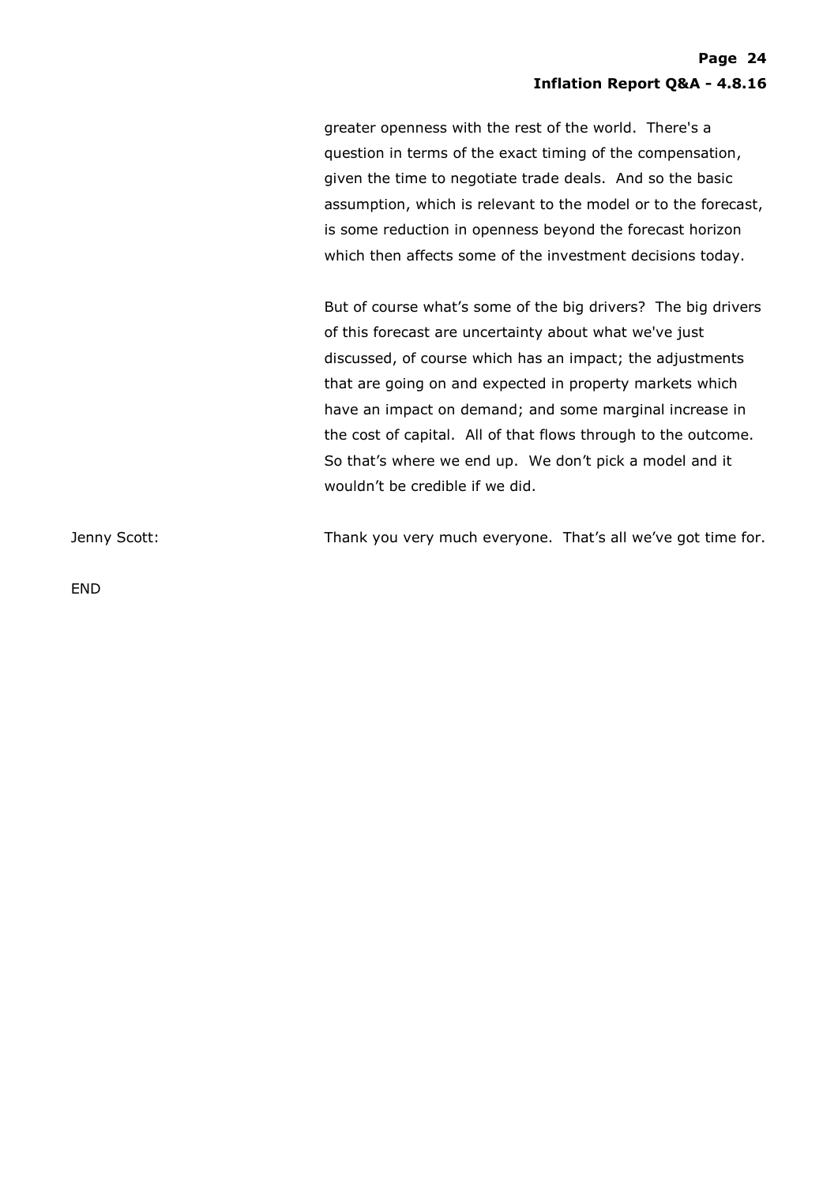greater openness with the rest of the world. There's a question in terms of the exact timing of the compensation, given the time to negotiate trade deals. And so the basic assumption, which is relevant to the model or to the forecast, is some reduction in openness beyond the forecast horizon which then affects some of the investment decisions today.

But of course what's some of the big drivers? The big drivers of this forecast are uncertainty about what we've just discussed, of course which has an impact; the adjustments that are going on and expected in property markets which have an impact on demand; and some marginal increase in the cost of capital. All of that flows through to the outcome. So that's where we end up. We don't pick a model and it wouldn't be credible if we did.

Jenny Scott: Thank you very much everyone. That's all we've got time for.

END